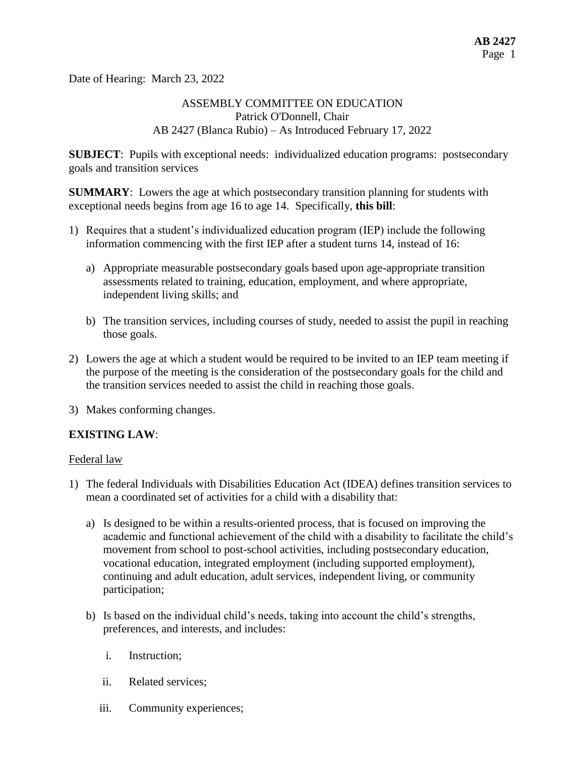Date of Hearing: March 23, 2022

ASSEMBLY COMMITTEE ON EDUCATION
Patrick O'Donnell, Chair
AB 2427 (Blanca Rubio) – As Introduced February 17, 2022

**SUBJECT**: Pupils with exceptional needs: individualized education programs: postsecondary goals and transition services

**SUMMARY**: Lowers the age at which postsecondary transition planning for students with exceptional needs begins from age 16 to age 14. Specifically, **this bill**:

1) Requires that a student's individualized education program (IEP) include the following information commencing with the first IEP after a student turns 14, instead of 16:

   a) Appropriate measurable postsecondary goals based upon age-appropriate transition assessments related to training, education, employment, and where appropriate, independent living skills; and

   b) The transition services, including courses of study, needed to assist the pupil in reaching those goals.

2) Lowers the age at which a student would be required to be invited to an IEP team meeting if the purpose of the meeting is the consideration of the postsecondary goals for the child and the transition services needed to assist the child in reaching those goals.

3) Makes conforming changes.

**EXISTING LAW**:

Federal law

1) The federal Individuals with Disabilities Education Act (IDEA) defines transition services to mean a coordinated set of activities for a child with a disability that:

   a) Is designed to be within a results-oriented process, that is focused on improving the academic and functional achievement of the child with a disability to facilitate the child's movement from school to post-school activities, including postsecondary education, vocational education, integrated employment (including supported employment), continuing and adult education, adult services, independent living, or community participation;

   b) Is based on the individual child's needs, taking into account the child's strengths, preferences, and interests, and includes:

      i. Instruction;

      ii. Related services;

      iii. Community experiences;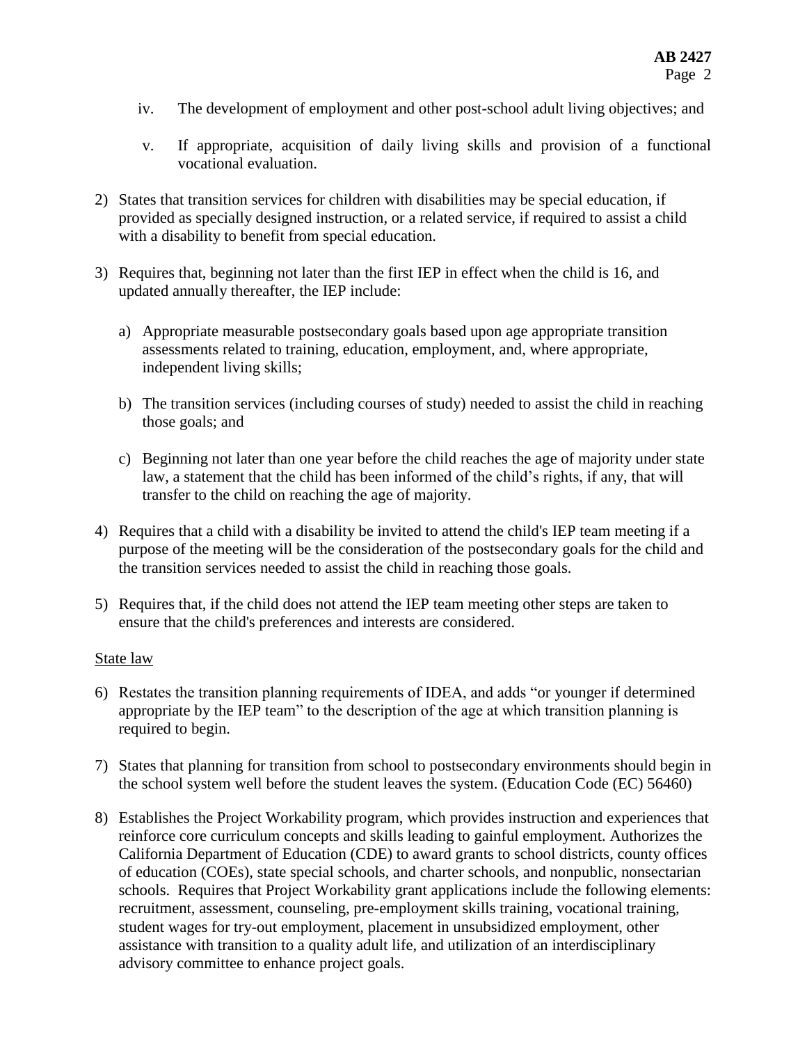iv. The development of employment and other post-school adult living objectives; and

   v. If appropriate, acquisition of daily living skills and provision of a functional vocational evaluation.

2) States that transition services for children with disabilities may be special education, if provided as specially designed instruction, or a related service, if required to assist a child with a disability to benefit from special education.

3) Requires that, beginning not later than the first IEP in effect when the child is 16, and updated annually thereafter, the IEP include:

   a) Appropriate measurable postsecondary goals based upon age appropriate transition assessments related to training, education, employment, and, where appropriate, independent living skills;

   b) The transition services (including courses of study) needed to assist the child in reaching those goals; and

   c) Beginning not later than one year before the child reaches the age of majority under state law, a statement that the child has been informed of the child's rights, if any, that will transfer to the child on reaching the age of majority.

4) Requires that a child with a disability be invited to attend the child's IEP team meeting if a purpose of the meeting will be the consideration of the postsecondary goals for the child and the transition services needed to assist the child in reaching those goals.

5) Requires that, if the child does not attend the IEP team meeting other steps are taken to ensure that the child's preferences and interests are considered.

<u>State law</u>

6) Restates the transition planning requirements of IDEA, and adds "or younger if determined appropriate by the IEP team" to the description of the age at which transition planning is required to begin.

7) States that planning for transition from school to postsecondary environments should begin in the school system well before the student leaves the system. (Education Code (EC) 56460)

8) Establishes the Project Workability program, which provides instruction and experiences that reinforce core curriculum concepts and skills leading to gainful employment. Authorizes the California Department of Education (CDE) to award grants to school districts, county offices of education (COEs), state special schools, and charter schools, and nonpublic, nonsectarian schools. Requires that Project Workability grant applications include the following elements: recruitment, assessment, counseling, pre-employment skills training, vocational training, student wages for try-out employment, placement in unsubsidized employment, other assistance with transition to a quality adult life, and utilization of an interdisciplinary advisory committee to enhance project goals.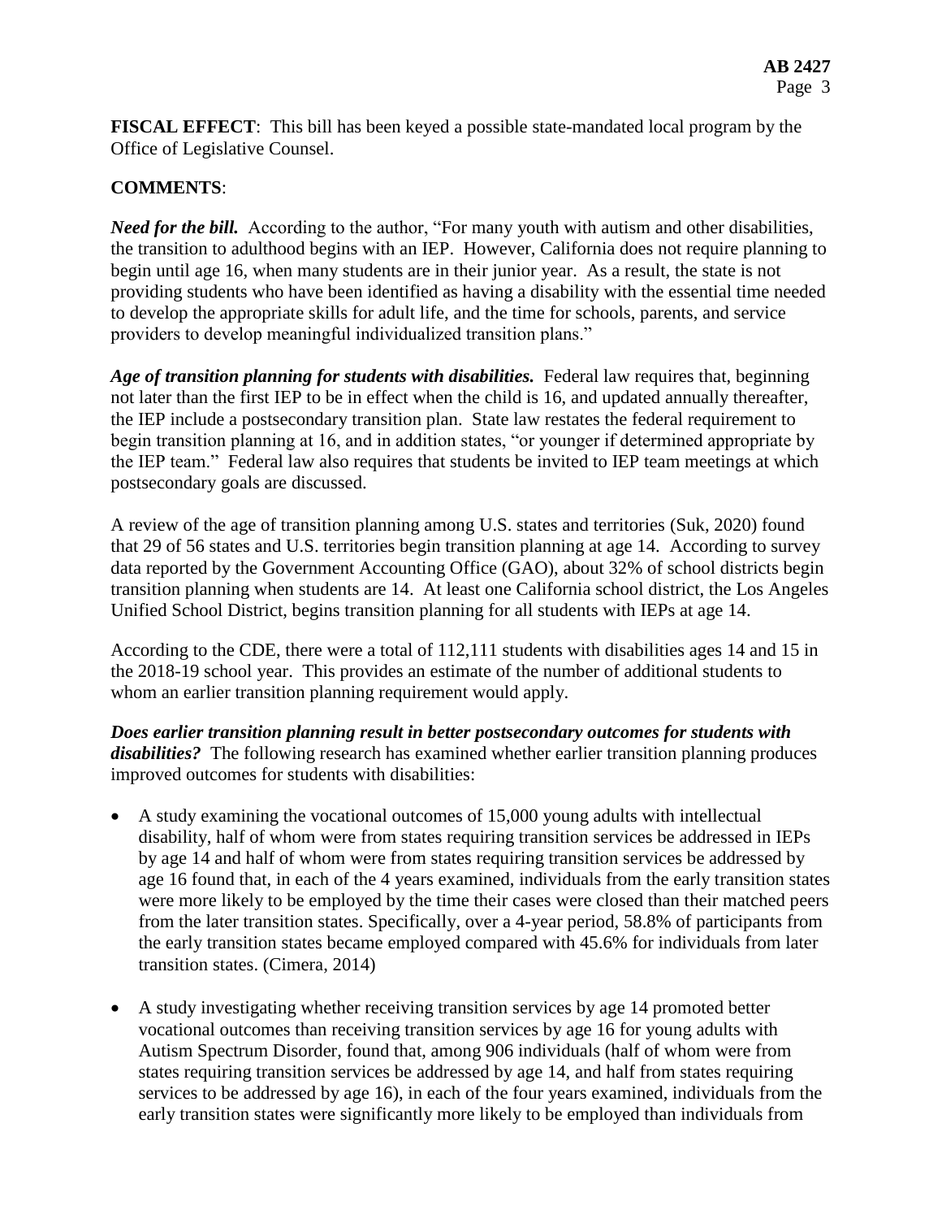**FISCAL EFFECT**: This bill has been keyed a possible state-mandated local program by the Office of Legislative Counsel.

**COMMENTS**:

***Need for the bill.*** According to the author, "For many youth with autism and other disabilities, the transition to adulthood begins with an IEP. However, California does not require planning to begin until age 16, when many students are in their junior year. As a result, the state is not providing students who have been identified as having a disability with the essential time needed to develop the appropriate skills for adult life, and the time for schools, parents, and service providers to develop meaningful individualized transition plans."

***Age of transition planning for students with disabilities.*** Federal law requires that, beginning not later than the first IEP to be in effect when the child is 16, and updated annually thereafter, the IEP include a postsecondary transition plan. State law restates the federal requirement to begin transition planning at 16, and in addition states, "or younger if determined appropriate by the IEP team." Federal law also requires that students be invited to IEP team meetings at which postsecondary goals are discussed.

A review of the age of transition planning among U.S. states and territories (Suk, 2020) found that 29 of 56 states and U.S. territories begin transition planning at age 14. According to survey data reported by the Government Accounting Office (GAO), about 32% of school districts begin transition planning when students are 14. At least one California school district, the Los Angeles Unified School District, begins transition planning for all students with IEPs at age 14.

According to the CDE, there were a total of 112,111 students with disabilities ages 14 and 15 in the 2018-19 school year. This provides an estimate of the number of additional students to whom an earlier transition planning requirement would apply.

***Does earlier transition planning result in better postsecondary outcomes for students with disabilities?*** The following research has examined whether earlier transition planning produces improved outcomes for students with disabilities:

- A study examining the vocational outcomes of 15,000 young adults with intellectual disability, half of whom were from states requiring transition services be addressed in IEPs by age 14 and half of whom were from states requiring transition services be addressed by age 16 found that, in each of the 4 years examined, individuals from the early transition states were more likely to be employed by the time their cases were closed than their matched peers from the later transition states. Specifically, over a 4-year period, 58.8% of participants from the early transition states became employed compared with 45.6% for individuals from later transition states. (Cimera, 2014)

- A study investigating whether receiving transition services by age 14 promoted better vocational outcomes than receiving transition services by age 16 for young adults with Autism Spectrum Disorder, found that, among 906 individuals (half of whom were from states requiring transition services be addressed by age 14, and half from states requiring services to be addressed by age 16), in each of the four years examined, individuals from the early transition states were significantly more likely to be employed than individuals from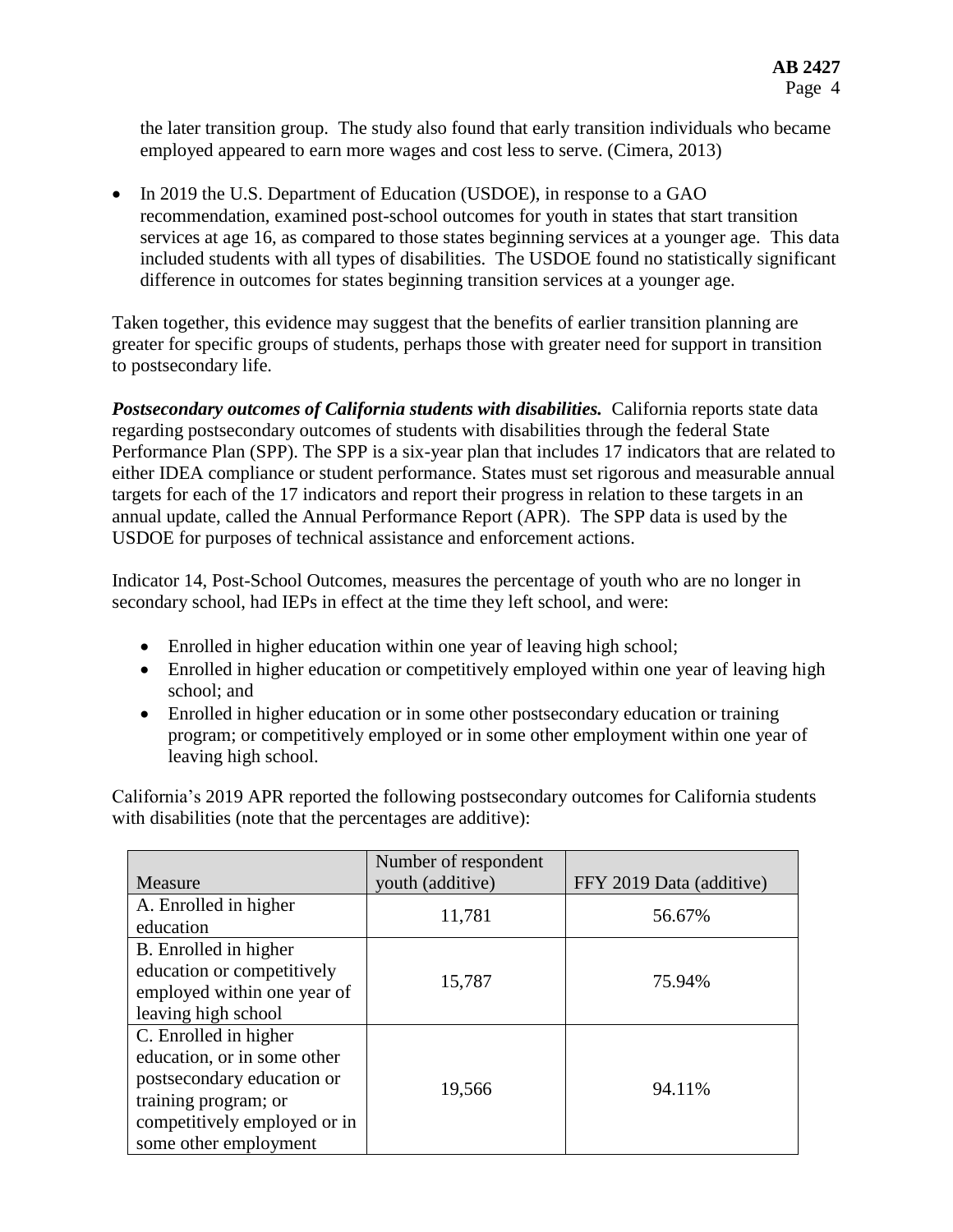the later transition group. The study also found that early transition individuals who became employed appeared to earn more wages and cost less to serve. (Cimera, 2013)

- In 2019 the U.S. Department of Education (USDOE), in response to a GAO recommendation, examined post-school outcomes for youth in states that start transition services at age 16, as compared to those states beginning services at a younger age. This data included students with all types of disabilities. The USDOE found no statistically significant difference in outcomes for states beginning transition services at a younger age.

Taken together, this evidence may suggest that the benefits of earlier transition planning are greater for specific groups of students, perhaps those with greater need for support in transition to postsecondary life.

***Postsecondary outcomes of California students with disabilities.*** California reports state data regarding postsecondary outcomes of students with disabilities through the federal State Performance Plan (SPP). The SPP is a six-year plan that includes 17 indicators that are related to either IDEA compliance or student performance. States must set rigorous and measurable annual targets for each of the 17 indicators and report their progress in relation to these targets in an annual update, called the Annual Performance Report (APR). The SPP data is used by the USDOE for purposes of technical assistance and enforcement actions.

Indicator 14, Post-School Outcomes, measures the percentage of youth who are no longer in secondary school, had IEPs in effect at the time they left school, and were:

- Enrolled in higher education within one year of leaving high school;
- Enrolled in higher education or competitively employed within one year of leaving high school; and
- Enrolled in higher education or in some other postsecondary education or training program; or competitively employed or in some other employment within one year of leaving high school.

California's 2019 APR reported the following postsecondary outcomes for California students with disabilities (note that the percentages are additive):

| Measure | Number of respondent youth (additive) | FFY 2019 Data (additive) |
|---|---|---|
| A. Enrolled in higher education | 11,781 | 56.67% |
| B. Enrolled in higher education or competitively employed within one year of leaving high school | 15,787 | 75.94% |
| C. Enrolled in higher education, or in some other postsecondary education or training program; or competitively employed or in some other employment | 19,566 | 94.11% |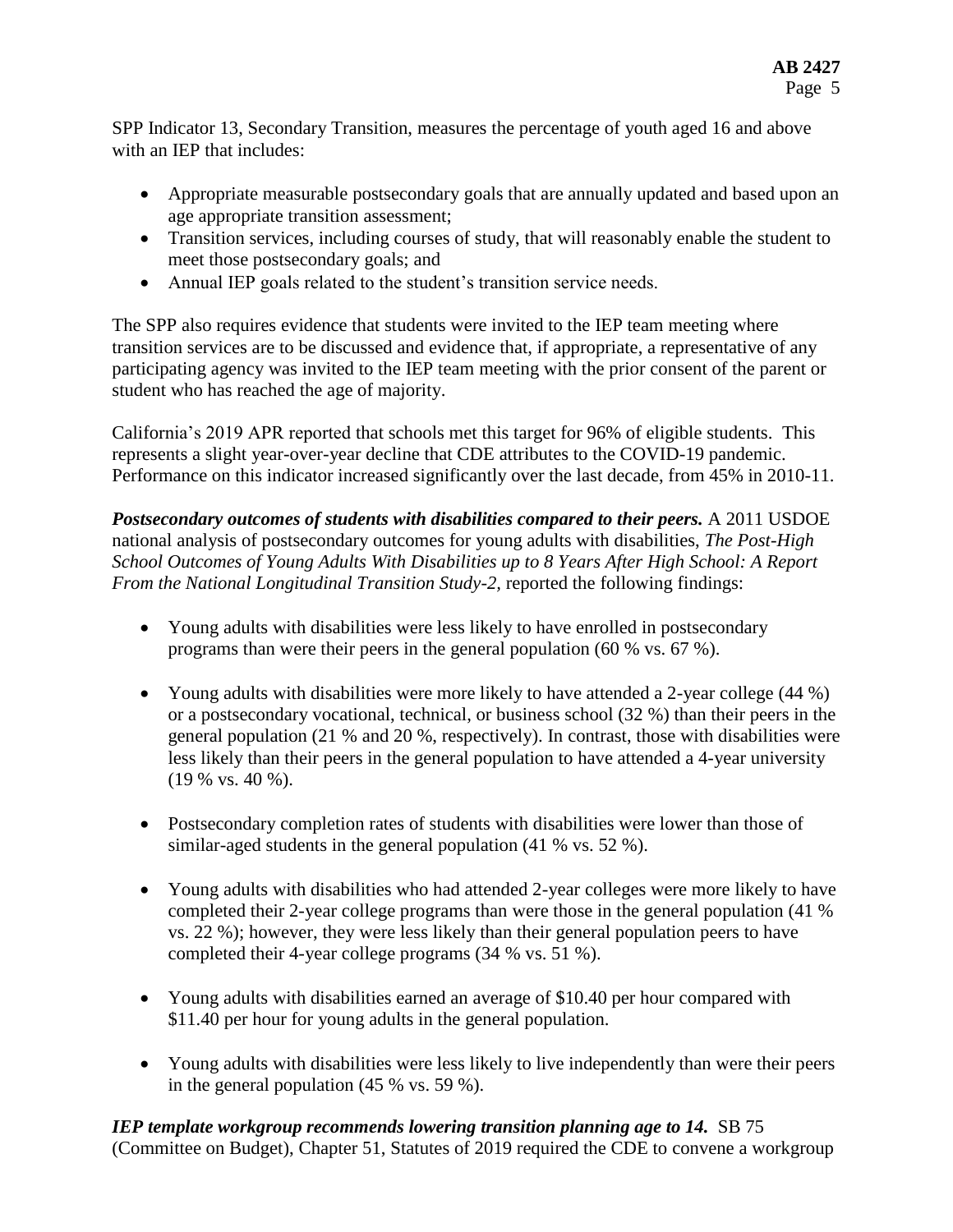SPP Indicator 13, Secondary Transition, measures the percentage of youth aged 16 and above with an IEP that includes:

- Appropriate measurable postsecondary goals that are annually updated and based upon an age appropriate transition assessment;
- Transition services, including courses of study, that will reasonably enable the student to meet those postsecondary goals; and
- Annual IEP goals related to the student's transition service needs.

The SPP also requires evidence that students were invited to the IEP team meeting where transition services are to be discussed and evidence that, if appropriate, a representative of any participating agency was invited to the IEP team meeting with the prior consent of the parent or student who has reached the age of majority.

California's 2019 APR reported that schools met this target for 96% of eligible students. This represents a slight year-over-year decline that CDE attributes to the COVID-19 pandemic. Performance on this indicator increased significantly over the last decade, from 45% in 2010-11.

***Postsecondary outcomes of students with disabilities compared to their peers.*** A 2011 USDOE national analysis of postsecondary outcomes for young adults with disabilities, *The Post-High School Outcomes of Young Adults With Disabilities up to 8 Years After High School: A Report From the National Longitudinal Transition Study-2,* reported the following findings:

- Young adults with disabilities were less likely to have enrolled in postsecondary programs than were their peers in the general population (60 % vs. 67 %).

- Young adults with disabilities were more likely to have attended a 2-year college (44 %) or a postsecondary vocational, technical, or business school (32 %) than their peers in the general population (21 % and 20 %, respectively). In contrast, those with disabilities were less likely than their peers in the general population to have attended a 4-year university (19 % vs. 40 %).

- Postsecondary completion rates of students with disabilities were lower than those of similar-aged students in the general population (41 % vs. 52 %).

- Young adults with disabilities who had attended 2-year colleges were more likely to have completed their 2-year college programs than were those in the general population (41 % vs. 22 %); however, they were less likely than their general population peers to have completed their 4-year college programs (34 % vs. 51 %).

- Young adults with disabilities earned an average of $10.40 per hour compared with $11.40 per hour for young adults in the general population.

- Young adults with disabilities were less likely to live independently than were their peers in the general population (45 % vs. 59 %).

***IEP template workgroup recommends lowering transition planning age to 14.*** SB 75 (Committee on Budget), Chapter 51, Statutes of 2019 required the CDE to convene a workgroup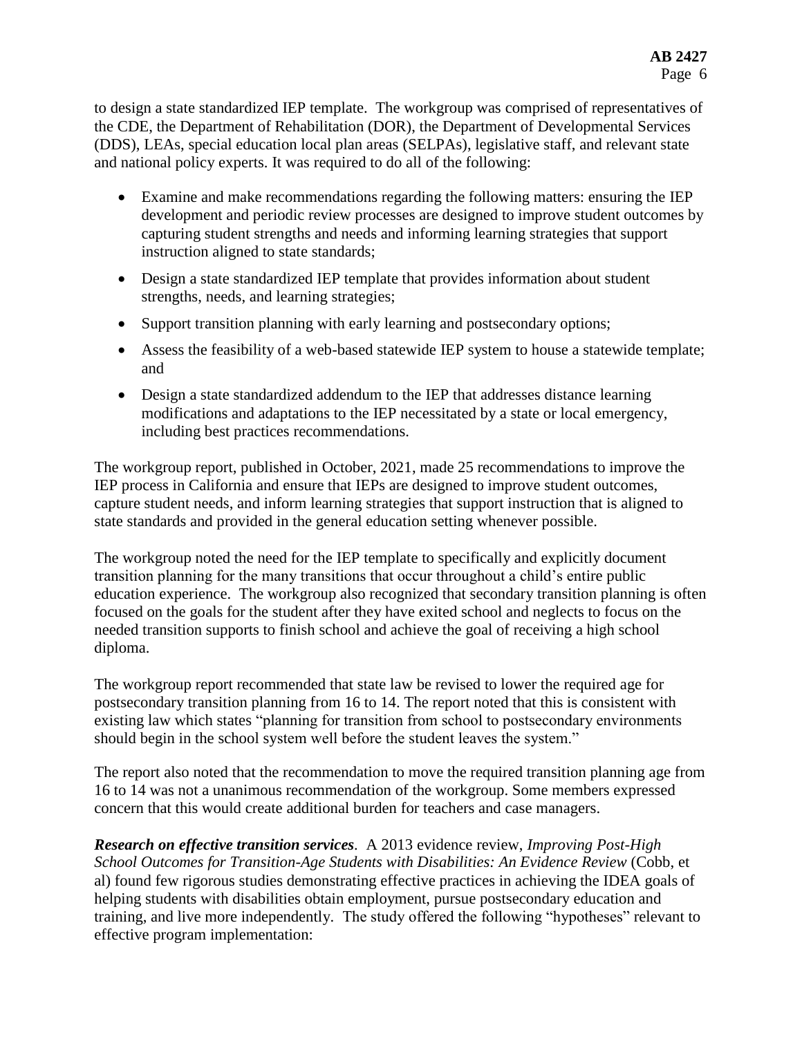to design a state standardized IEP template. The workgroup was comprised of representatives of the CDE, the Department of Rehabilitation (DOR), the Department of Developmental Services (DDS), LEAs, special education local plan areas (SELPAs), legislative staff, and relevant state and national policy experts. It was required to do all of the following:

- Examine and make recommendations regarding the following matters: ensuring the IEP development and periodic review processes are designed to improve student outcomes by capturing student strengths and needs and informing learning strategies that support instruction aligned to state standards;
- Design a state standardized IEP template that provides information about student strengths, needs, and learning strategies;
- Support transition planning with early learning and postsecondary options;
- Assess the feasibility of a web-based statewide IEP system to house a statewide template; and
- Design a state standardized addendum to the IEP that addresses distance learning modifications and adaptations to the IEP necessitated by a state or local emergency, including best practices recommendations.

The workgroup report, published in October, 2021, made 25 recommendations to improve the IEP process in California and ensure that IEPs are designed to improve student outcomes, capture student needs, and inform learning strategies that support instruction that is aligned to state standards and provided in the general education setting whenever possible.

The workgroup noted the need for the IEP template to specifically and explicitly document transition planning for the many transitions that occur throughout a child's entire public education experience. The workgroup also recognized that secondary transition planning is often focused on the goals for the student after they have exited school and neglects to focus on the needed transition supports to finish school and achieve the goal of receiving a high school diploma.

The workgroup report recommended that state law be revised to lower the required age for postsecondary transition planning from 16 to 14. The report noted that this is consistent with existing law which states "planning for transition from school to postsecondary environments should begin in the school system well before the student leaves the system."

The report also noted that the recommendation to move the required transition planning age from 16 to 14 was not a unanimous recommendation of the workgroup. Some members expressed concern that this would create additional burden for teachers and case managers.

***Research on effective transition services***. A 2013 evidence review, *Improving Post-High School Outcomes for Transition-Age Students with Disabilities: An Evidence Review* (Cobb, et al) found few rigorous studies demonstrating effective practices in achieving the IDEA goals of helping students with disabilities obtain employment, pursue postsecondary education and training, and live more independently. The study offered the following "hypotheses" relevant to effective program implementation: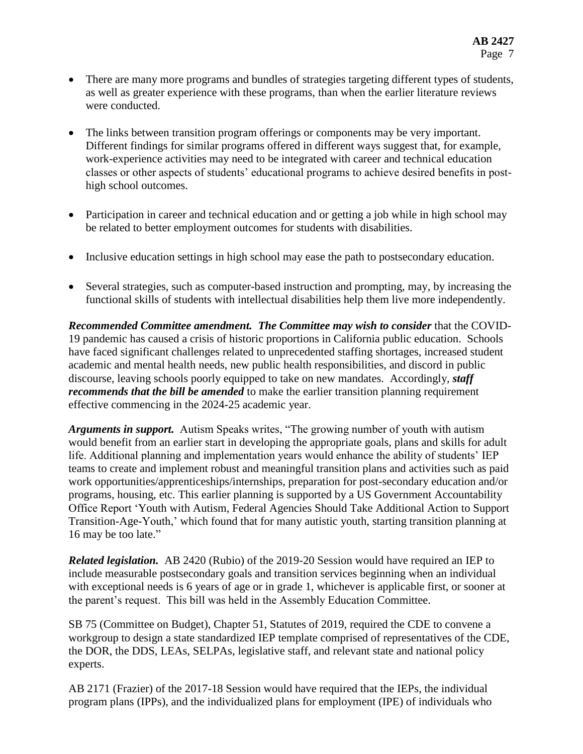- There are many more programs and bundles of strategies targeting different types of students, as well as greater experience with these programs, than when the earlier literature reviews were conducted.

- The links between transition program offerings or components may be very important. Different findings for similar programs offered in different ways suggest that, for example, work-experience activities may need to be integrated with career and technical education classes or other aspects of students' educational programs to achieve desired benefits in post-high school outcomes.

- Participation in career and technical education and or getting a job while in high school may be related to better employment outcomes for students with disabilities.

- Inclusive education settings in high school may ease the path to postsecondary education.

- Several strategies, such as computer-based instruction and prompting, may, by increasing the functional skills of students with intellectual disabilities help them live more independently.

***Recommended Committee amendment. The Committee may wish to consider*** that the COVID-19 pandemic has caused a crisis of historic proportions in California public education. Schools have faced significant challenges related to unprecedented staffing shortages, increased student academic and mental health needs, new public health responsibilities, and discord in public discourse, leaving schools poorly equipped to take on new mandates. Accordingly, ***staff recommends that the bill be amended*** to make the earlier transition planning requirement effective commencing in the 2024-25 academic year.

***Arguments in support.*** Autism Speaks writes, "The growing number of youth with autism would benefit from an earlier start in developing the appropriate goals, plans and skills for adult life. Additional planning and implementation years would enhance the ability of students' IEP teams to create and implement robust and meaningful transition plans and activities such as paid work opportunities/apprenticeships/internships, preparation for post-secondary education and/or programs, housing, etc. This earlier planning is supported by a US Government Accountability Office Report 'Youth with Autism, Federal Agencies Should Take Additional Action to Support Transition-Age-Youth,' which found that for many autistic youth, starting transition planning at 16 may be too late."

***Related legislation.*** AB 2420 (Rubio) of the 2019-20 Session would have required an IEP to include measurable postsecondary goals and transition services beginning when an individual with exceptional needs is 6 years of age or in grade 1, whichever is applicable first, or sooner at the parent's request. This bill was held in the Assembly Education Committee.

SB 75 (Committee on Budget), Chapter 51, Statutes of 2019, required the CDE to convene a workgroup to design a state standardized IEP template comprised of representatives of the CDE, the DOR, the DDS, LEAs, SELPAs, legislative staff, and relevant state and national policy experts.

AB 2171 (Frazier) of the 2017-18 Session would have required that the IEPs, the individual program plans (IPPs), and the individualized plans for employment (IPE) of individuals who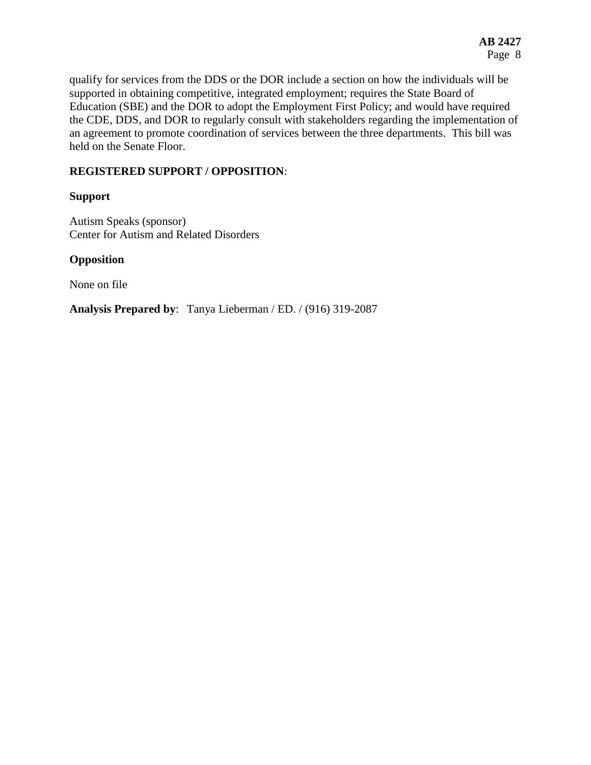qualify for services from the DDS or the DOR include a section on how the individuals will be supported in obtaining competitive, integrated employment; requires the State Board of Education (SBE) and the DOR to adopt the Employment First Policy; and would have required the CDE, DDS, and DOR to regularly consult with stakeholders regarding the implementation of an agreement to promote coordination of services between the three departments. This bill was held on the Senate Floor.

**REGISTERED SUPPORT / OPPOSITION**:

**Support**

Autism Speaks (sponsor)
Center for Autism and Related Disorders

**Opposition**

None on file

**Analysis Prepared by**: Tanya Lieberman / ED. / (916) 319-2087